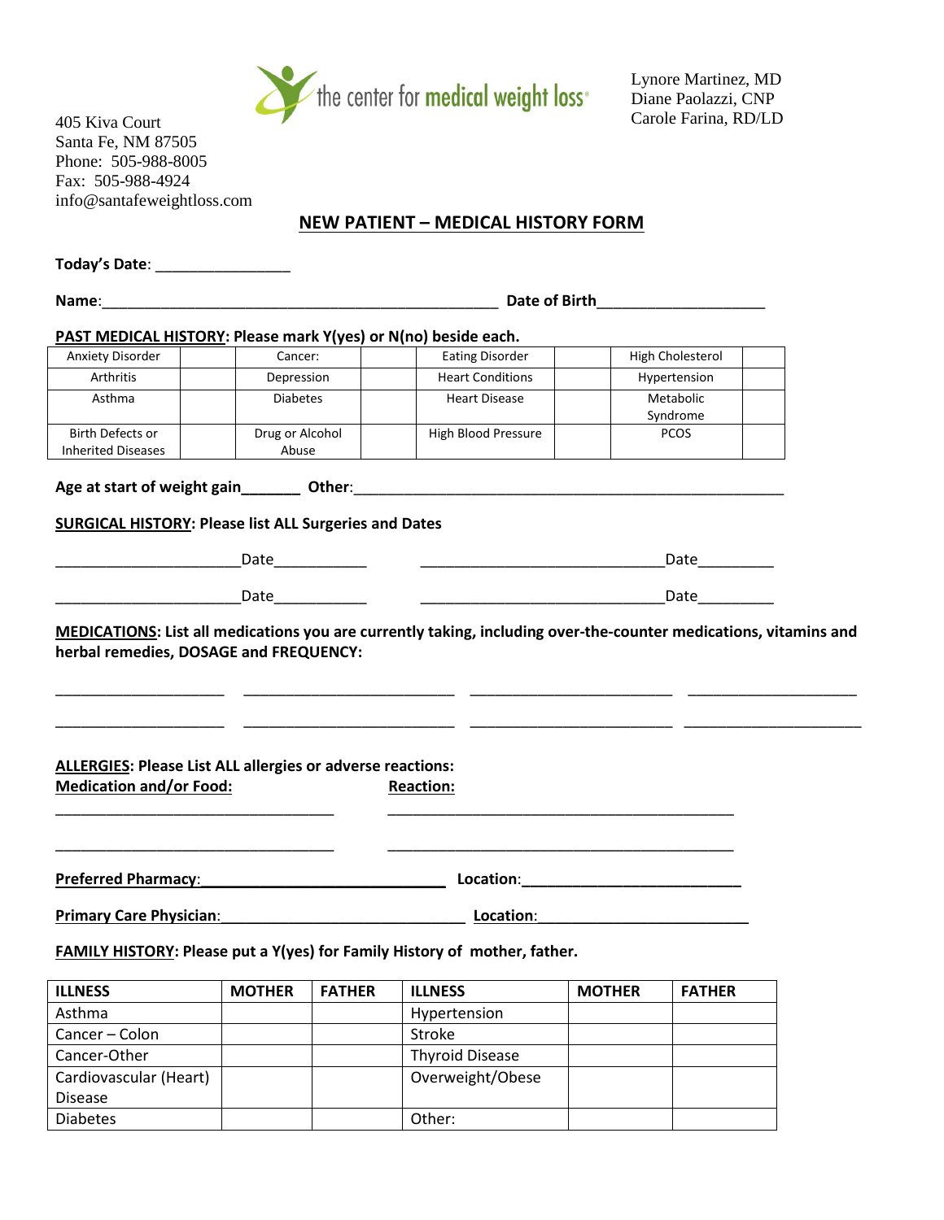the center for medical weight loss

405 Kiva Court
Santa Fe, NM 87505
Phone: 505-988-8005
Fax: 505-988-4924
info@santafeweightloss.com

Lynore Martinez, MD
Diane Paolazzi, CNP
Carole Farina, RD/LD

## NEW PATIENT – MEDICAL HISTORY FORM

**Today's Date**: ________________

**Name**:_______________________________________________ **Date of Birth**____________________

**PAST MEDICAL HISTORY: Please mark Y(yes) or N(no) beside each.**

| Anxiety Disorder | | Cancer: | | Eating Disorder | | High Cholesterol | |
|---|---|---|---|---|---|---|---|
| Arthritis | | Depression | | Heart Conditions | | Hypertension | |
| Asthma | | Diabetes | | Heart Disease | | Metabolic Syndrome | |
| Birth Defects or Inherited Diseases | | Drug or Alcohol Abuse | | High Blood Pressure | | PCOS | |

**Age at start of weight gain_______ Other**:_____________________________________________________

**SURGICAL HISTORY: Please list ALL Surgeries and Dates**

______________________Date___________ _____________________________Date_________

______________________Date___________ _____________________________Date_________

**MEDICATIONS: List all medications you are currently taking, including over-the-counter medications, vitamins and herbal remedies, DOSAGE and FREQUENCY:**

____________________ _________________________ ________________________ ____________________

____________________ _________________________ ________________________ _____________________

**ALLERGIES: Please List ALL allergies or adverse reactions:**

**Medication and/or Food:** **Reaction:**

_________________________________ _________________________________________

_________________________________ _________________________________________

**Preferred Pharmacy**:_____________________________ **Location**:__________________________

**Primary Care Physician**:_____________________________ **Location**:_________________________

**FAMILY HISTORY: Please put a Y(yes) for Family History of mother, father.**

| ILLNESS | MOTHER | FATHER | ILLNESS | MOTHER | FATHER |
|---|---|---|---|---|---|
| Asthma | | | Hypertension | | |
| Cancer – Colon | | | Stroke | | |
| Cancer-Other | | | Thyroid Disease | | |
| Cardiovascular (Heart) Disease | | | Overweight/Obese | | |
| Diabetes | | | Other: | | |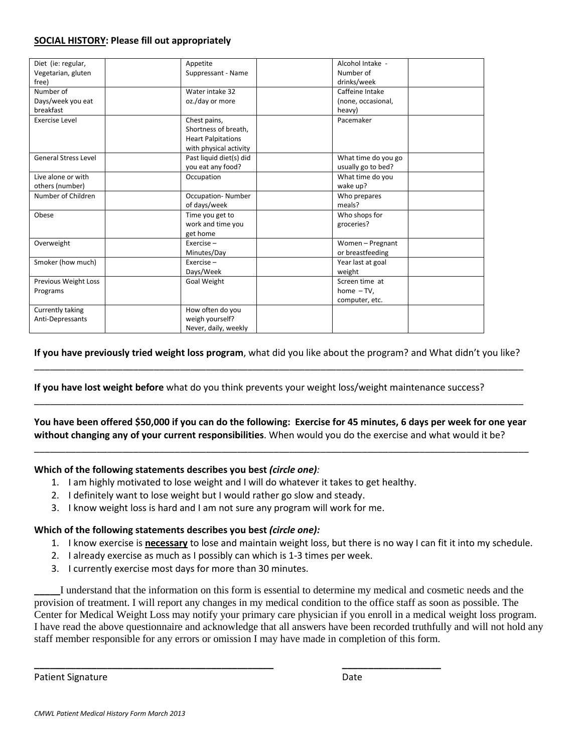**<u>SOCIAL HISTORY</u>: Please fill out appropriately**

| | | | | | |
|---|---|---|---|---|---|
| Diet (ie: regular, Vegetarian, gluten free) | | Appetite Suppressant - Name | | Alcohol Intake - Number of drinks/week | |
| Number of Days/week you eat breakfast | | Water intake 32 oz./day or more | | Caffeine Intake (none, occasional, heavy) | |
| Exercise Level | | Chest pains, Shortness of breath, Heart Palpitations with physical activity | | Pacemaker | |
| General Stress Level | | Past liquid diet(s) did you eat any food? | | What time do you go usually go to bed? | |
| Live alone or with others (number) | | Occupation | | What time do you wake up? | |
| Number of Children | | Occupation- Number of days/week | | Who prepares meals? | |
| Obese | | Time you get to work and time you get home | | Who shops for groceries? | |
| Overweight | | Exercise – Minutes/Day | | Women – Pregnant or breastfeeding | |
| Smoker (how much) | | Exercise – Days/Week | | Year last at goal weight | |
| Previous Weight Loss Programs | | Goal Weight | | Screen time at home – TV, computer, etc. | |
| Currently taking Anti-Depressants | | How often do you weigh yourself? Never, daily, weekly | | | |

**If you have previously tried weight loss program**, what did you like about the program? and What didn't you like?
___________________________________________________________________________________________

**If you have lost weight before** what do you think prevents your weight loss/weight maintenance success?
___________________________________________________________________________________________

**You have been offered $50,000 if you can do the following: Exercise for 45 minutes, 6 days per week for one year without changing any of your current responsibilities**. When would you do the exercise and what would it be?
___________________________________________________________________________________________

**Which of the following statements describes you best *(circle one)*:**

1. I am highly motivated to lose weight and I will do whatever it takes to get healthy.
2. I definitely want to lose weight but I would rather go slow and steady.
3. I know weight loss is hard and I am not sure any program will work for me.

**Which of the following statements describes you best *(circle one)*:**

1. I know exercise is **<u>necessary</u>** to lose and maintain weight loss, but there is no way I can fit it into my schedule.
2. I already exercise as much as I possibly can which is 1-3 times per week.
3. I currently exercise most days for more than 30 minutes.

_____I understand that the information on this form is essential to determine my medical and cosmetic needs and the provision of treatment. I will report any changes in my medical condition to the office staff as soon as possible. The Center for Medical Weight Loss may notify your primary care physician if you enroll in a medical weight loss program. I have read the above questionnaire and acknowledge that all answers have been recorded truthfully and will not hold any staff member responsible for any errors or omission I may have made in completion of this form.

_____________________________________________ &nbsp;&nbsp;&nbsp;&nbsp; __________________

Patient Signature &nbsp;&nbsp;&nbsp;&nbsp; Date

*CMWL Patient Medical History Form March 2013*